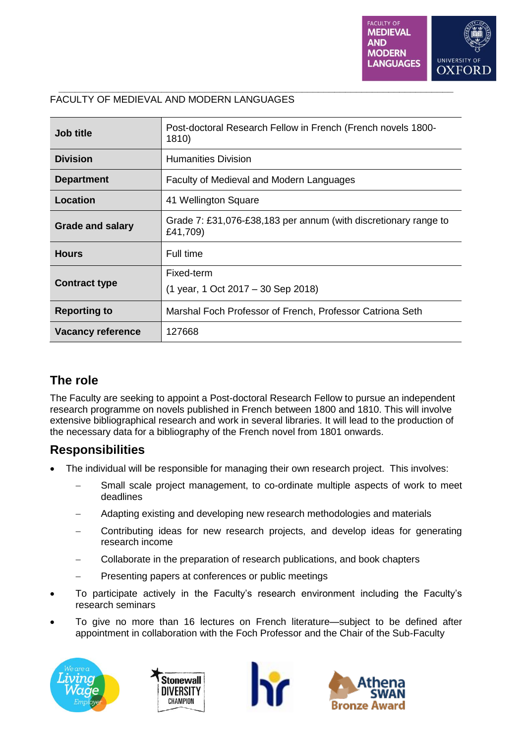FACULTY OF MEDIEVAL AND MODERN LANGUAGES

| | |
|---|---|
| **Job title** | Post-doctoral Research Fellow in French (French novels 1800-1810) |
| **Division** | Humanities Division |
| **Department** | Faculty of Medieval and Modern Languages |
| **Location** | 41 Wellington Square |
| **Grade and salary** | Grade 7: £31,076-£38,183 per annum (with discretionary range to £41,709) |
| **Hours** | Full time |
| **Contract type** | Fixed-term (1 year, 1 Oct 2017 – 30 Sep 2018) |
| **Reporting to** | Marshal Foch Professor of French, Professor Catriona Seth |
| **Vacancy reference** | 127668 |

## The role

The Faculty are seeking to appoint a Post-doctoral Research Fellow to pursue an independent research programme on novels published in French between 1800 and 1810. This will involve extensive bibliographical research and work in several libraries. It will lead to the production of the necessary data for a bibliography of the French novel from 1801 onwards.

## Responsibilities

- The individual will be responsible for managing their own research project. This involves:
  - Small scale project management, to co-ordinate multiple aspects of work to meet deadlines
  - Adapting existing and developing new research methodologies and materials
  - Contributing ideas for new research projects, and develop ideas for generating research income
  - Collaborate in the preparation of research publications, and book chapters
  - Presenting papers at conferences or public meetings
- To participate actively in the Faculty's research environment including the Faculty's research seminars
- To give no more than 16 lectures on French literature—subject to be defined after appointment in collaboration with the Foch Professor and the Chair of the Sub-Faculty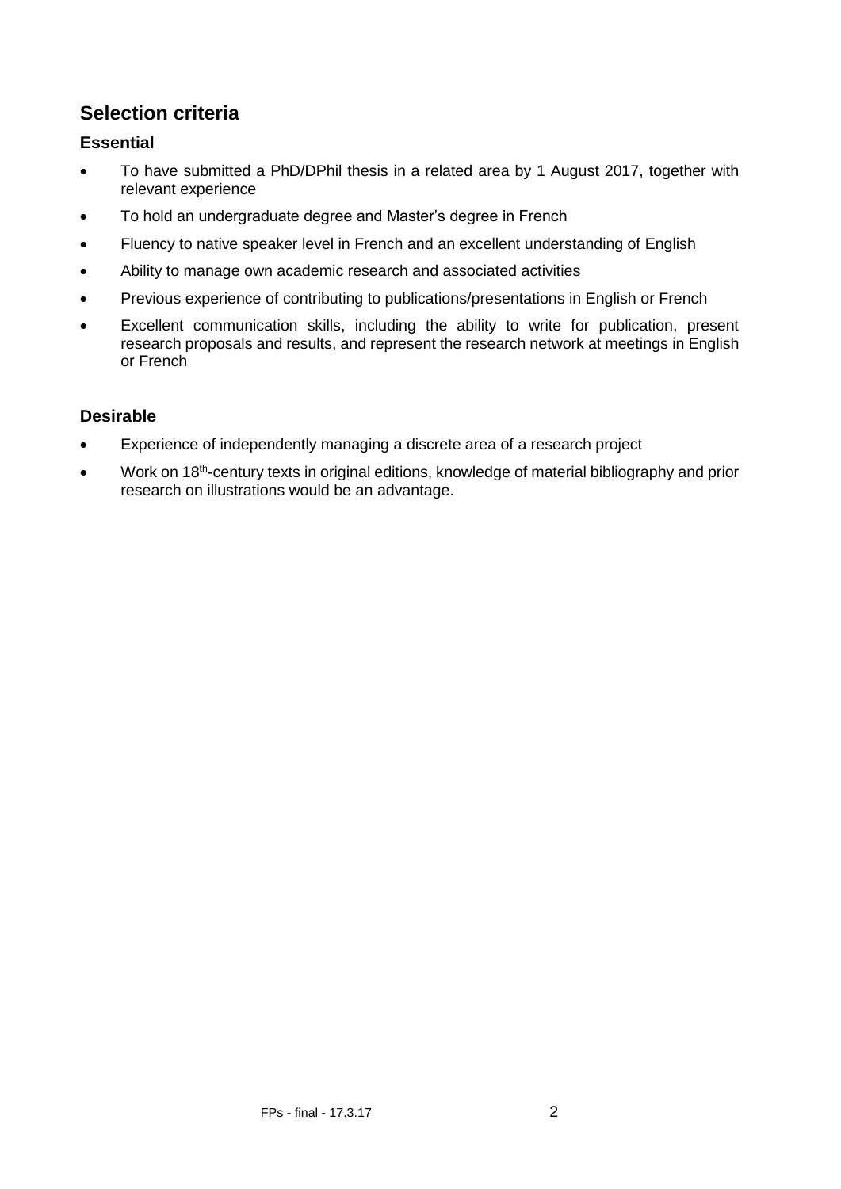## Selection criteria

### Essential

- To have submitted a PhD/DPhil thesis in a related area by 1 August 2017, together with relevant experience
- To hold an undergraduate degree and Master's degree in French
- Fluency to native speaker level in French and an excellent understanding of English
- Ability to manage own academic research and associated activities
- Previous experience of contributing to publications/presentations in English or French
- Excellent communication skills, including the ability to write for publication, present research proposals and results, and represent the research network at meetings in English or French

### Desirable

- Experience of independently managing a discrete area of a research project
- Work on 18th-century texts in original editions, knowledge of material bibliography and prior research on illustrations would be an advantage.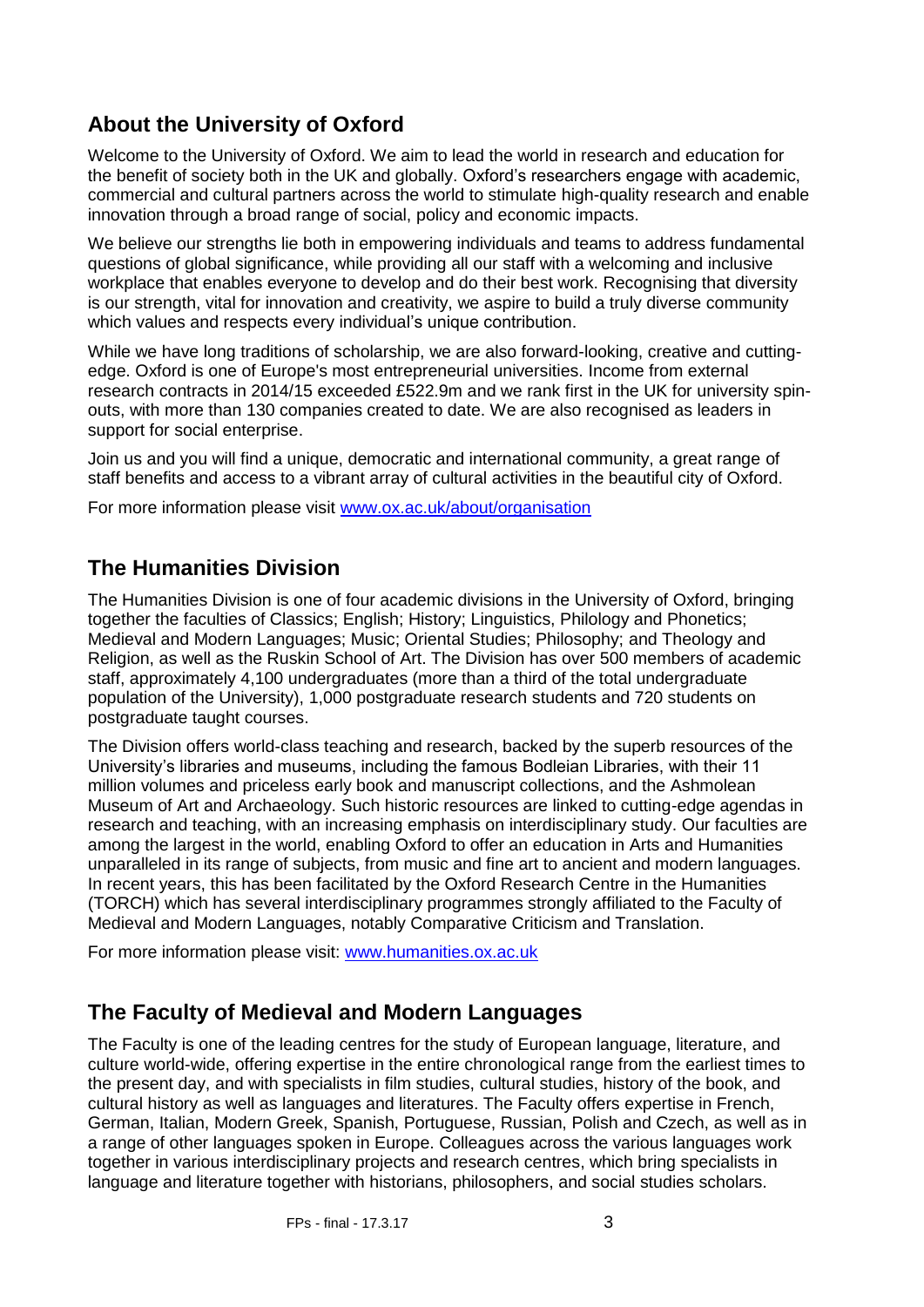## About the University of Oxford

Welcome to the University of Oxford. We aim to lead the world in research and education for the benefit of society both in the UK and globally. Oxford's researchers engage with academic, commercial and cultural partners across the world to stimulate high-quality research and enable innovation through a broad range of social, policy and economic impacts.

We believe our strengths lie both in empowering individuals and teams to address fundamental questions of global significance, while providing all our staff with a welcoming and inclusive workplace that enables everyone to develop and do their best work. Recognising that diversity is our strength, vital for innovation and creativity, we aspire to build a truly diverse community which values and respects every individual's unique contribution.

While we have long traditions of scholarship, we are also forward-looking, creative and cutting-edge. Oxford is one of Europe's most entrepreneurial universities. Income from external research contracts in 2014/15 exceeded £522.9m and we rank first in the UK for university spin-outs, with more than 130 companies created to date. We are also recognised as leaders in support for social enterprise.

Join us and you will find a unique, democratic and international community, a great range of staff benefits and access to a vibrant array of cultural activities in the beautiful city of Oxford.

For more information please visit [www.ox.ac.uk/about/organisation](http://www.ox.ac.uk/about/organisation)

## The Humanities Division

The Humanities Division is one of four academic divisions in the University of Oxford, bringing together the faculties of Classics; English; History; Linguistics, Philology and Phonetics; Medieval and Modern Languages; Music; Oriental Studies; Philosophy; and Theology and Religion, as well as the Ruskin School of Art. The Division has over 500 members of academic staff, approximately 4,100 undergraduates (more than a third of the total undergraduate population of the University), 1,000 postgraduate research students and 720 students on postgraduate taught courses.

The Division offers world-class teaching and research, backed by the superb resources of the University's libraries and museums, including the famous Bodleian Libraries, with their 11 million volumes and priceless early book and manuscript collections, and the Ashmolean Museum of Art and Archaeology. Such historic resources are linked to cutting-edge agendas in research and teaching, with an increasing emphasis on interdisciplinary study. Our faculties are among the largest in the world, enabling Oxford to offer an education in Arts and Humanities unparalleled in its range of subjects, from music and fine art to ancient and modern languages. In recent years, this has been facilitated by the Oxford Research Centre in the Humanities (TORCH) which has several interdisciplinary programmes strongly affiliated to the Faculty of Medieval and Modern Languages, notably Comparative Criticism and Translation.

For more information please visit: [www.humanities.ox.ac.uk](http://www.humanities.ox.ac.uk)

## The Faculty of Medieval and Modern Languages

The Faculty is one of the leading centres for the study of European language, literature, and culture world-wide, offering expertise in the entire chronological range from the earliest times to the present day, and with specialists in film studies, cultural studies, history of the book, and cultural history as well as languages and literatures. The Faculty offers expertise in French, German, Italian, Modern Greek, Spanish, Portuguese, Russian, Polish and Czech, as well as in a range of other languages spoken in Europe. Colleagues across the various languages work together in various interdisciplinary projects and research centres, which bring specialists in language and literature together with historians, philosophers, and social studies scholars.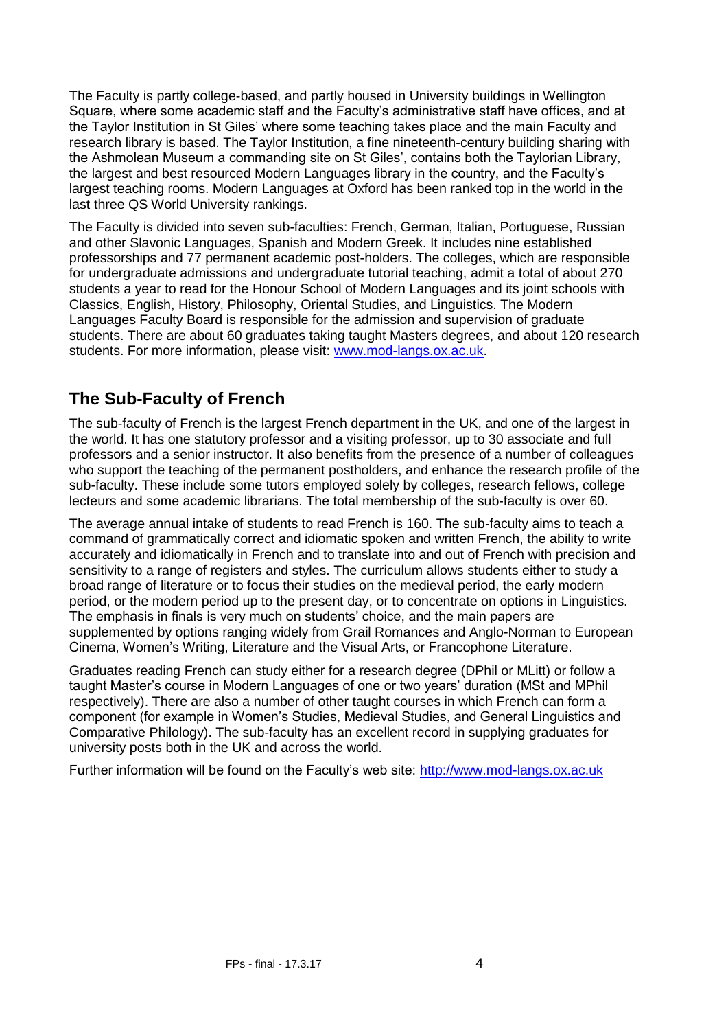The Faculty is partly college-based, and partly housed in University buildings in Wellington Square, where some academic staff and the Faculty's administrative staff have offices, and at the Taylor Institution in St Giles' where some teaching takes place and the main Faculty and research library is based. The Taylor Institution, a fine nineteenth-century building sharing with the Ashmolean Museum a commanding site on St Giles', contains both the Taylorian Library, the largest and best resourced Modern Languages library in the country, and the Faculty's largest teaching rooms. Modern Languages at Oxford has been ranked top in the world in the last three QS World University rankings.

The Faculty is divided into seven sub-faculties: French, German, Italian, Portuguese, Russian and other Slavonic Languages, Spanish and Modern Greek. It includes nine established professorships and 77 permanent academic post-holders. The colleges, which are responsible for undergraduate admissions and undergraduate tutorial teaching, admit a total of about 270 students a year to read for the Honour School of Modern Languages and its joint schools with Classics, English, History, Philosophy, Oriental Studies, and Linguistics. The Modern Languages Faculty Board is responsible for the admission and supervision of graduate students. There are about 60 graduates taking taught Masters degrees, and about 120 research students. For more information, please visit: [www.mod-langs.ox.ac.uk](http://www.mod-langs.ox.ac.uk).

## The Sub-Faculty of French

The sub-faculty of French is the largest French department in the UK, and one of the largest in the world. It has one statutory professor and a visiting professor, up to 30 associate and full professors and a senior instructor. It also benefits from the presence of a number of colleagues who support the teaching of the permanent postholders, and enhance the research profile of the sub-faculty. These include some tutors employed solely by colleges, research fellows, college lecteurs and some academic librarians. The total membership of the sub-faculty is over 60.

The average annual intake of students to read French is 160. The sub-faculty aims to teach a command of grammatically correct and idiomatic spoken and written French, the ability to write accurately and idiomatically in French and to translate into and out of French with precision and sensitivity to a range of registers and styles. The curriculum allows students either to study a broad range of literature or to focus their studies on the medieval period, the early modern period, or the modern period up to the present day, or to concentrate on options in Linguistics. The emphasis in finals is very much on students' choice, and the main papers are supplemented by options ranging widely from Grail Romances and Anglo-Norman to European Cinema, Women's Writing, Literature and the Visual Arts, or Francophone Literature.

Graduates reading French can study either for a research degree (DPhil or MLitt) or follow a taught Master's course in Modern Languages of one or two years' duration (MSt and MPhil respectively). There are also a number of other taught courses in which French can form a component (for example in Women's Studies, Medieval Studies, and General Linguistics and Comparative Philology). The sub-faculty has an excellent record in supplying graduates for university posts both in the UK and across the world.

Further information will be found on the Faculty's web site: [http://www.mod-langs.ox.ac.uk](http://www.mod-langs.ox.ac.uk)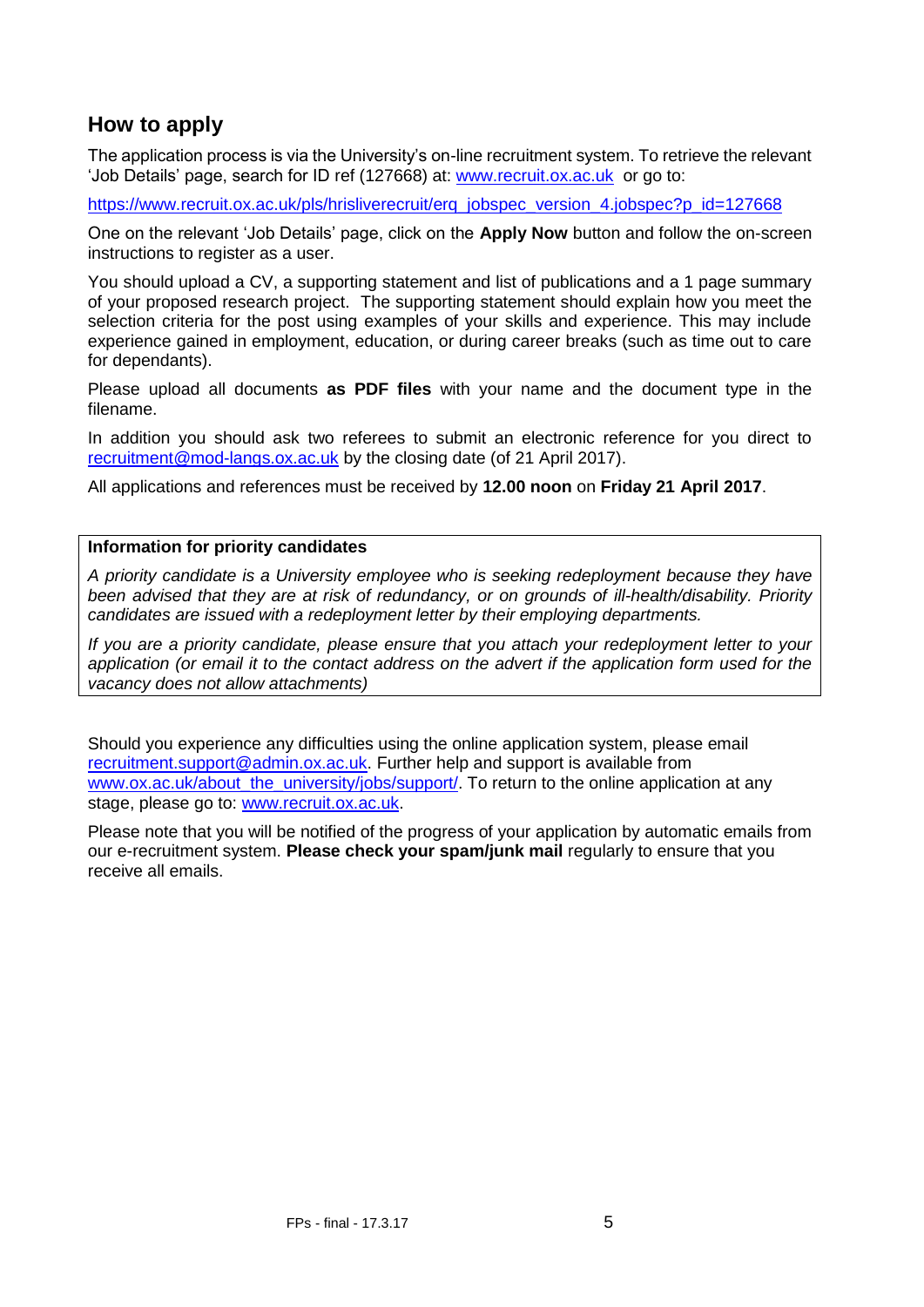## How to apply

The application process is via the University's on-line recruitment system. To retrieve the relevant 'Job Details' page, search for ID ref (127668) at: www.recruit.ox.ac.uk or go to:

https://www.recruit.ox.ac.uk/pls/hrisliverecruit/erq_jobspec_version_4.jobspec?p_id=127668

One on the relevant 'Job Details' page, click on the **Apply Now** button and follow the on-screen instructions to register as a user.

You should upload a CV, a supporting statement and list of publications and a 1 page summary of your proposed research project. The supporting statement should explain how you meet the selection criteria for the post using examples of your skills and experience. This may include experience gained in employment, education, or during career breaks (such as time out to care for dependants).

Please upload all documents **as PDF files** with your name and the document type in the filename.

In addition you should ask two referees to submit an electronic reference for you direct to recruitment@mod-langs.ox.ac.uk by the closing date (of 21 April 2017).

All applications and references must be received by **12.00 noon** on **Friday 21 April 2017**.

**Information for priority candidates**

*A priority candidate is a University employee who is seeking redeployment because they have been advised that they are at risk of redundancy, or on grounds of ill-health/disability. Priority candidates are issued with a redeployment letter by their employing departments.*

*If you are a priority candidate, please ensure that you attach your redeployment letter to your application (or email it to the contact address on the advert if the application form used for the vacancy does not allow attachments)*

Should you experience any difficulties using the online application system, please email recruitment.support@admin.ox.ac.uk. Further help and support is available from www.ox.ac.uk/about_the_university/jobs/support/. To return to the online application at any stage, please go to: www.recruit.ox.ac.uk.

Please note that you will be notified of the progress of your application by automatic emails from our e-recruitment system. **Please check your spam/junk mail** regularly to ensure that you receive all emails.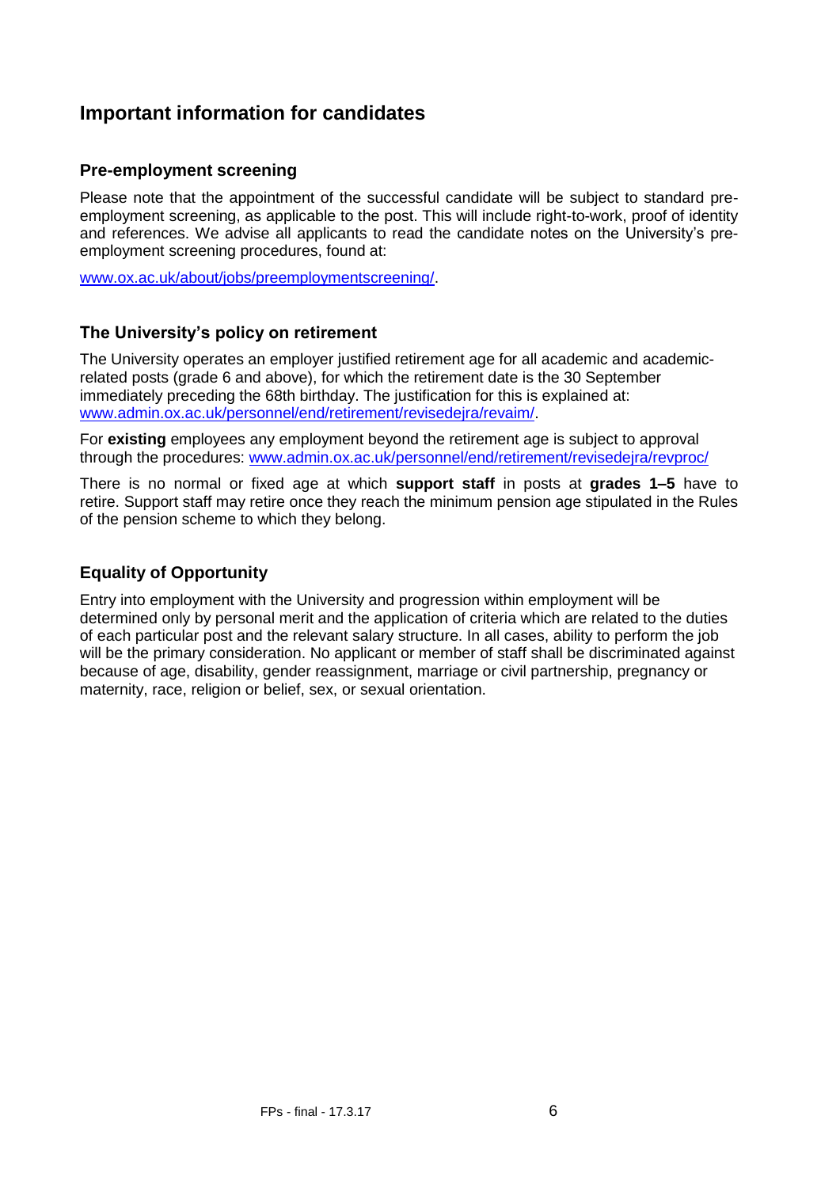## Important information for candidates

### Pre-employment screening

Please note that the appointment of the successful candidate will be subject to standard pre-employment screening, as applicable to the post. This will include right-to-work, proof of identity and references. We advise all applicants to read the candidate notes on the University's pre-employment screening procedures, found at:

www.ox.ac.uk/about/jobs/preemploymentscreening/.

### The University's policy on retirement

The University operates an employer justified retirement age for all academic and academic-related posts (grade 6 and above), for which the retirement date is the 30 September immediately preceding the 68th birthday. The justification for this is explained at: www.admin.ox.ac.uk/personnel/end/retirement/revisedejra/revaim/.

For **existing** employees any employment beyond the retirement age is subject to approval through the procedures: www.admin.ox.ac.uk/personnel/end/retirement/revisedejra/revproc/

There is no normal or fixed age at which **support staff** in posts at **grades 1–5** have to retire. Support staff may retire once they reach the minimum pension age stipulated in the Rules of the pension scheme to which they belong.

### Equality of Opportunity

Entry into employment with the University and progression within employment will be determined only by personal merit and the application of criteria which are related to the duties of each particular post and the relevant salary structure. In all cases, ability to perform the job will be the primary consideration. No applicant or member of staff shall be discriminated against because of age, disability, gender reassignment, marriage or civil partnership, pregnancy or maternity, race, religion or belief, sex, or sexual orientation.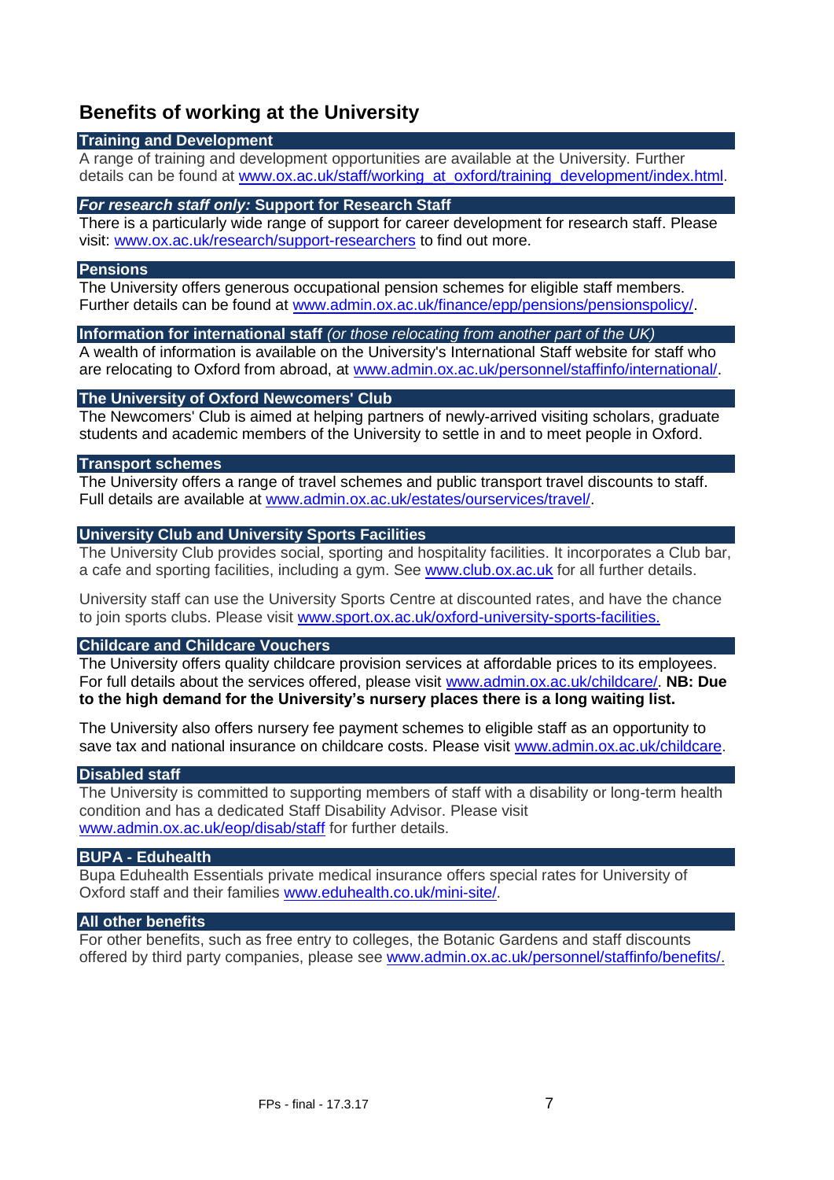## Benefits of working at the University

### Training and Development

A range of training and development opportunities are available at the University. Further details can be found at www.ox.ac.uk/staff/working_at_oxford/training_development/index.html.

### *For research staff only:* Support for Research Staff

There is a particularly wide range of support for career development for research staff. Please visit: www.ox.ac.uk/research/support-researchers to find out more.

### Pensions

The University offers generous occupational pension schemes for eligible staff members. Further details can be found at www.admin.ox.ac.uk/finance/epp/pensions/pensionspolicy/.

### Information for international staff *(or those relocating from another part of the UK)*

A wealth of information is available on the University's International Staff website for staff who are relocating to Oxford from abroad, at www.admin.ox.ac.uk/personnel/staffinfo/international/.

### The University of Oxford Newcomers' Club

The Newcomers' Club is aimed at helping partners of newly-arrived visiting scholars, graduate students and academic members of the University to settle in and to meet people in Oxford.

### Transport schemes

The University offers a range of travel schemes and public transport travel discounts to staff. Full details are available at www.admin.ox.ac.uk/estates/ourservices/travel/.

### University Club and University Sports Facilities

The University Club provides social, sporting and hospitality facilities. It incorporates a Club bar, a cafe and sporting facilities, including a gym. See www.club.ox.ac.uk for all further details.

University staff can use the University Sports Centre at discounted rates, and have the chance to join sports clubs. Please visit www.sport.ox.ac.uk/oxford-university-sports-facilities.

### Childcare and Childcare Vouchers

The University offers quality childcare provision services at affordable prices to its employees. For full details about the services offered, please visit www.admin.ox.ac.uk/childcare/. **NB: Due to the high demand for the University's nursery places there is a long waiting list.**

The University also offers nursery fee payment schemes to eligible staff as an opportunity to save tax and national insurance on childcare costs. Please visit www.admin.ox.ac.uk/childcare.

### Disabled staff

The University is committed to supporting members of staff with a disability or long-term health condition and has a dedicated Staff Disability Advisor. Please visit www.admin.ox.ac.uk/eop/disab/staff for further details.

### BUPA - Eduhealth

Bupa Eduhealth Essentials private medical insurance offers special rates for University of Oxford staff and their families www.eduhealth.co.uk/mini-site/.

### All other benefits

For other benefits, such as free entry to colleges, the Botanic Gardens and staff discounts offered by third party companies, please see www.admin.ox.ac.uk/personnel/staffinfo/benefits/.